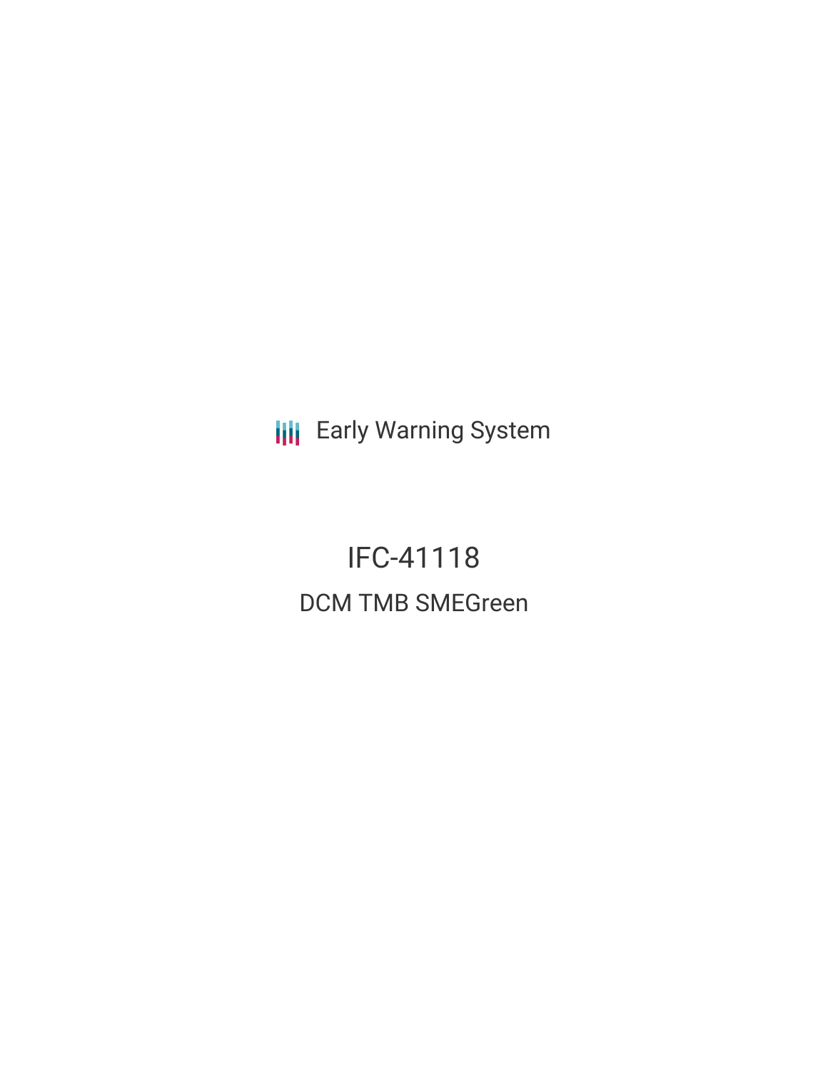Early Warning System

# IFC-41118

## DCM TMB SMEGreen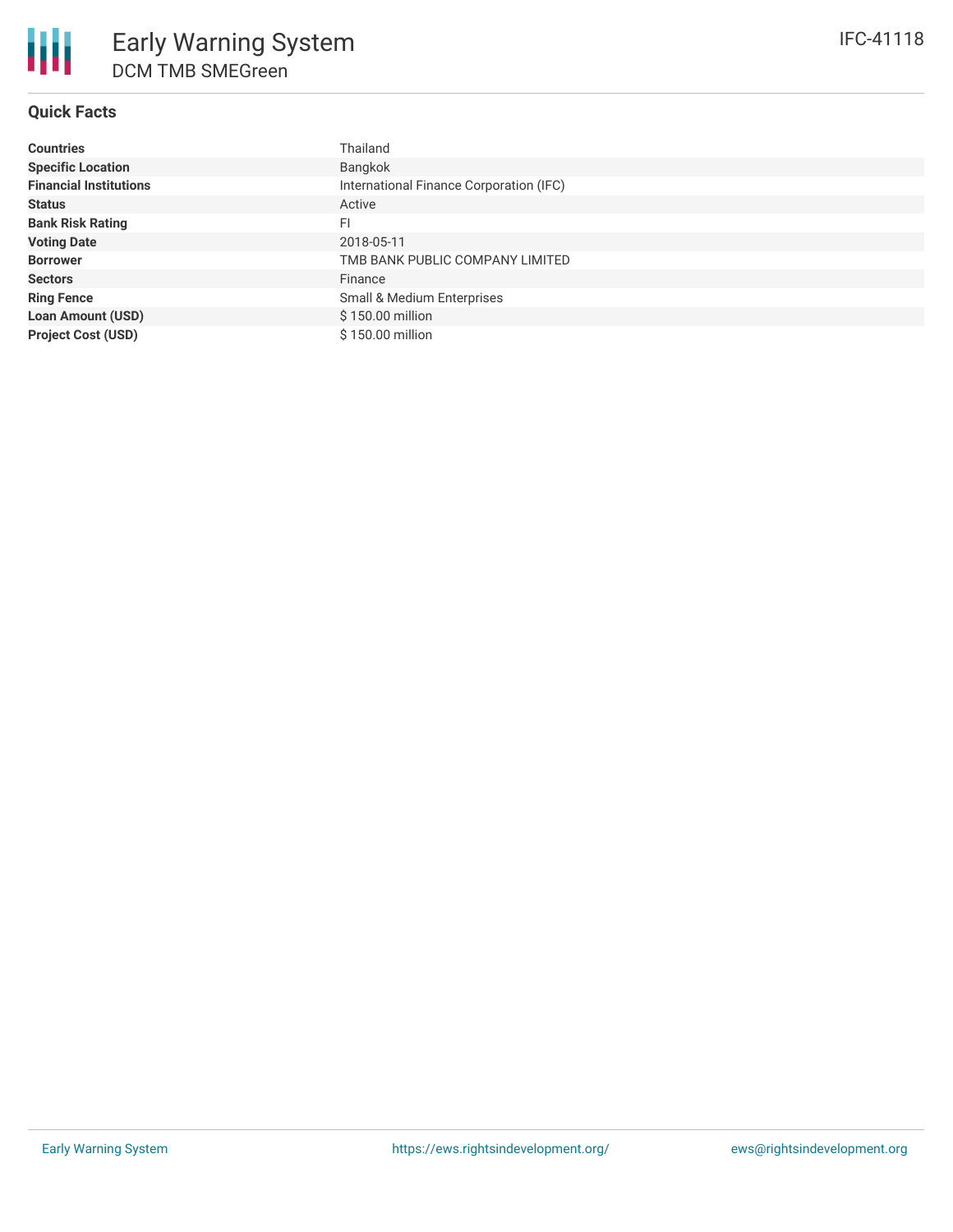# Early Warning System
## DCM TMB SMEGreen

IFC-41118

### Quick Facts

| | |
|---|---|
| **Countries** | Thailand |
| **Specific Location** | Bangkok |
| **Financial Institutions** | International Finance Corporation (IFC) |
| **Status** | Active |
| **Bank Risk Rating** | FI |
| **Voting Date** | 2018-05-11 |
| **Borrower** | TMB BANK PUBLIC COMPANY LIMITED |
| **Sectors** | Finance |
| **Ring Fence** | Small & Medium Enterprises |
| **Loan Amount (USD)** | $ 150.00 million |
| **Project Cost (USD)** | $ 150.00 million |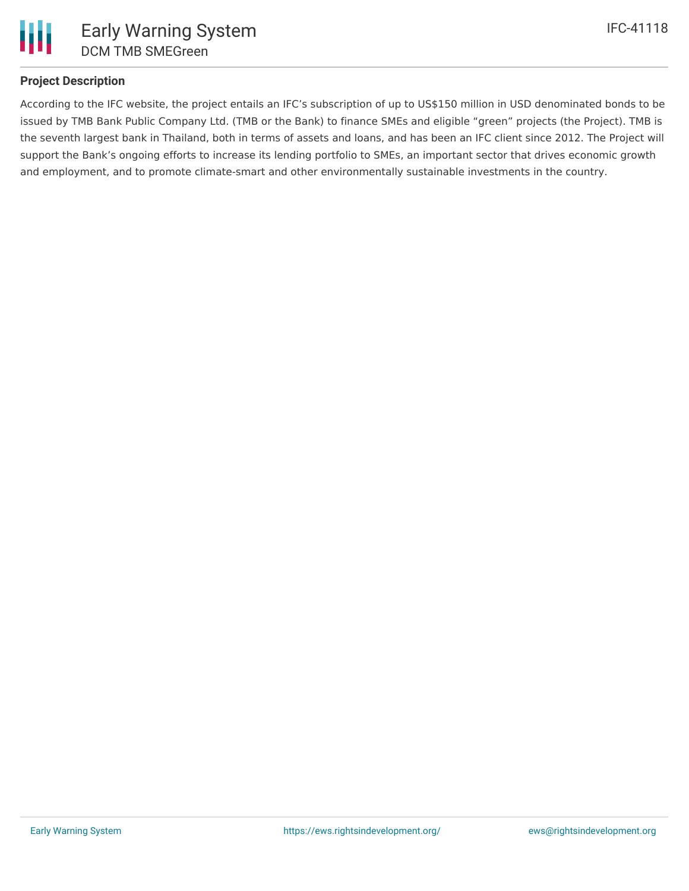## Project Description

According to the IFC website, the project entails an IFC's subscription of up to US$150 million in USD denominated bonds to be issued by TMB Bank Public Company Ltd. (TMB or the Bank) to finance SMEs and eligible "green" projects (the Project). TMB is the seventh largest bank in Thailand, both in terms of assets and loans, and has been an IFC client since 2012. The Project will support the Bank's ongoing efforts to increase its lending portfolio to SMEs, an important sector that drives economic growth and employment, and to promote climate-smart and other environmentally sustainable investments in the country.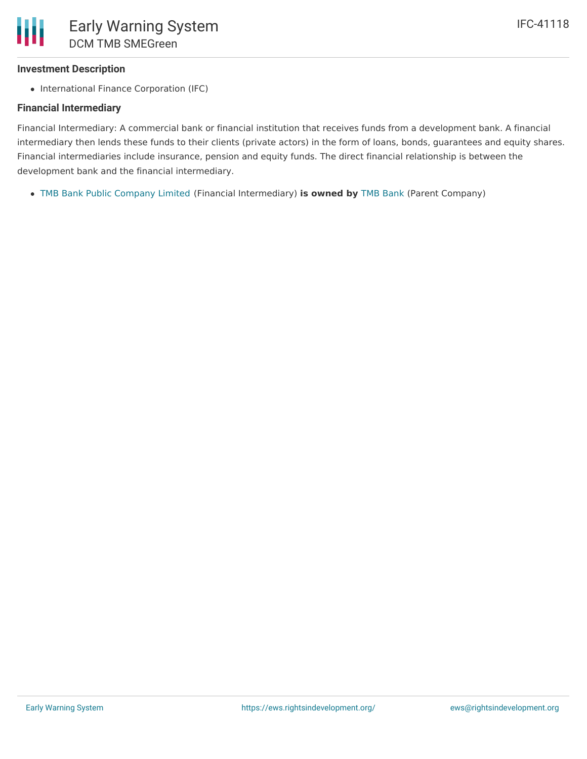### Investment Description

- International Finance Corporation (IFC)

### Financial Intermediary

Financial Intermediary: A commercial bank or financial institution that receives funds from a development bank. A financial intermediary then lends these funds to their clients (private actors) in the form of loans, bonds, guarantees and equity shares. Financial intermediaries include insurance, pension and equity funds. The direct financial relationship is between the development bank and the financial intermediary.

- TMB Bank Public Company Limited (Financial Intermediary) **is owned by** TMB Bank (Parent Company)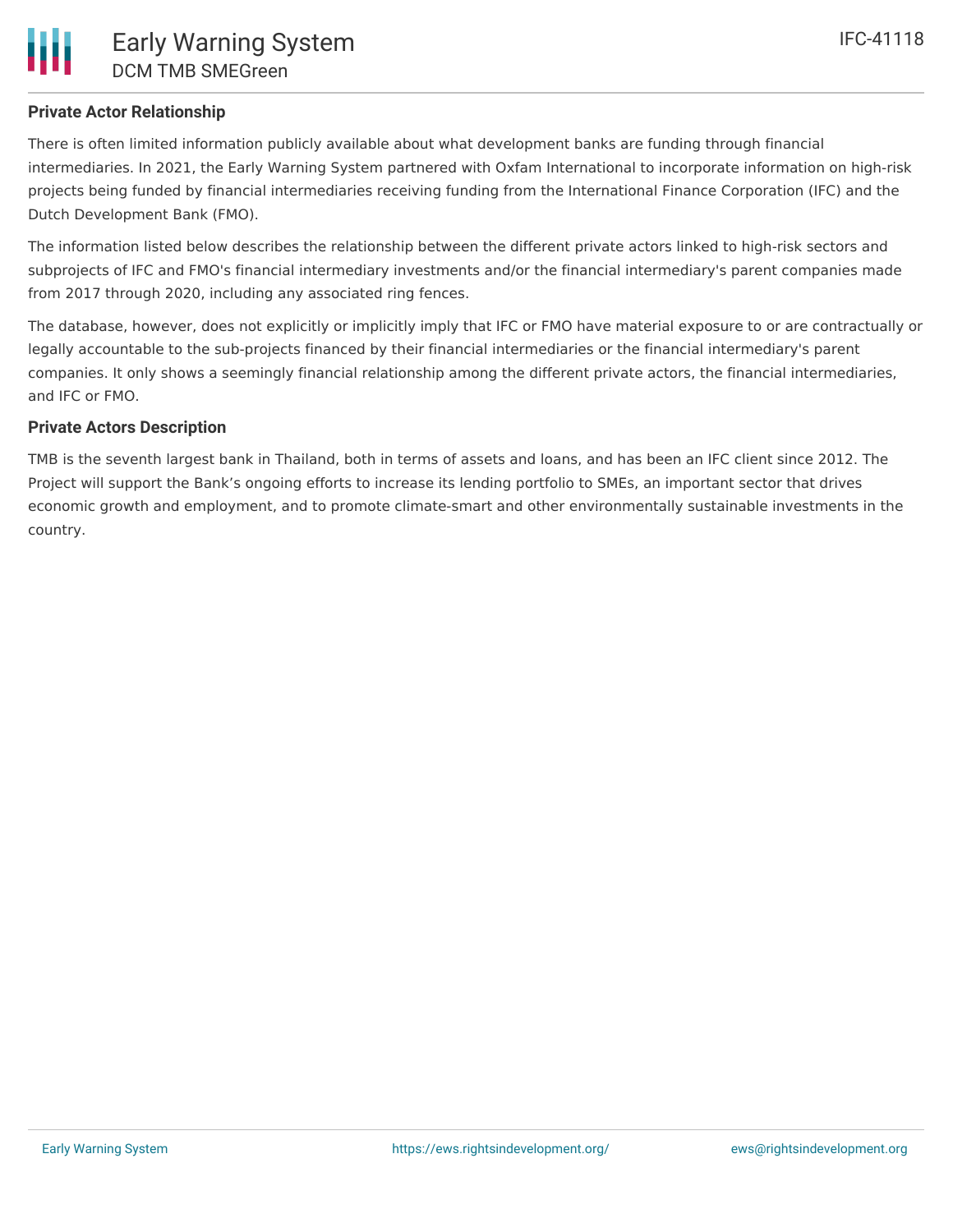## Private Actor Relationship

There is often limited information publicly available about what development banks are funding through financial intermediaries. In 2021, the Early Warning System partnered with Oxfam International to incorporate information on high-risk projects being funded by financial intermediaries receiving funding from the International Finance Corporation (IFC) and the Dutch Development Bank (FMO).

The information listed below describes the relationship between the different private actors linked to high-risk sectors and subprojects of IFC and FMO's financial intermediary investments and/or the financial intermediary's parent companies made from 2017 through 2020, including any associated ring fences.

The database, however, does not explicitly or implicitly imply that IFC or FMO have material exposure to or are contractually or legally accountable to the sub-projects financed by their financial intermediaries or the financial intermediary's parent companies. It only shows a seemingly financial relationship among the different private actors, the financial intermediaries, and IFC or FMO.

## Private Actors Description

TMB is the seventh largest bank in Thailand, both in terms of assets and loans, and has been an IFC client since 2012. The Project will support the Bank's ongoing efforts to increase its lending portfolio to SMEs, an important sector that drives economic growth and employment, and to promote climate-smart and other environmentally sustainable investments in the country.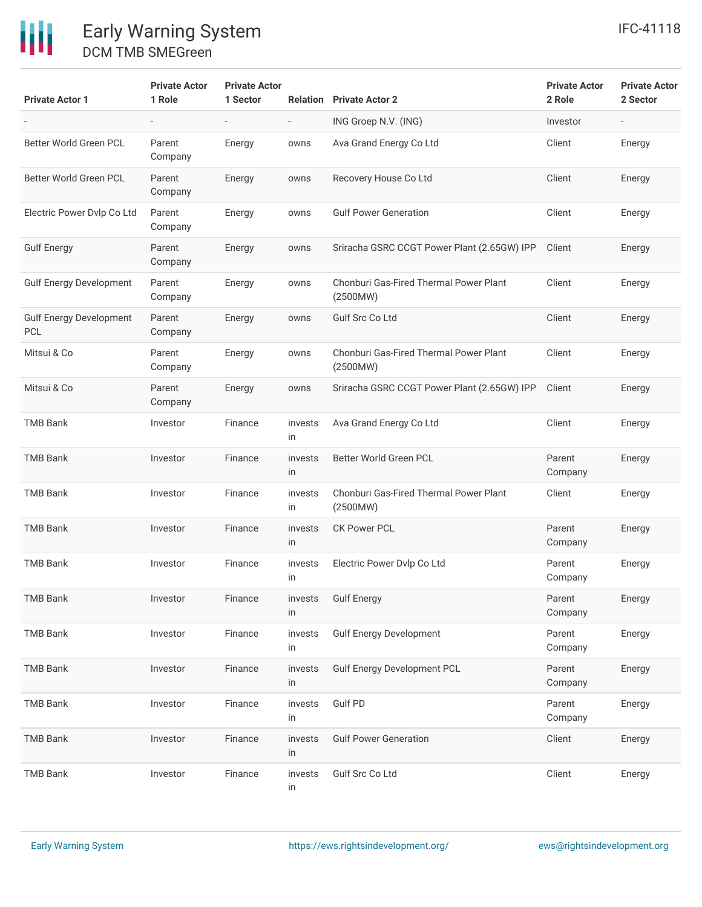| Private Actor 1 | Private Actor 1 Role | Private Actor 1 Sector | Relation | Private Actor 2 | Private Actor 2 Role | Private Actor 2 Sector |
|---|---|---|---|---|---|---|
| - | - | - | - | ING Groep N.V. (ING) | Investor | - |
| Better World Green PCL | Parent Company | Energy | owns | Ava Grand Energy Co Ltd | Client | Energy |
| Better World Green PCL | Parent Company | Energy | owns | Recovery House Co Ltd | Client | Energy |
| Electric Power Dvlp Co Ltd | Parent Company | Energy | owns | Gulf Power Generation | Client | Energy |
| Gulf Energy | Parent Company | Energy | owns | Sriracha GSRC CCGT Power Plant (2.65GW) IPP | Client | Energy |
| Gulf Energy Development | Parent Company | Energy | owns | Chonburi Gas-Fired Thermal Power Plant (2500MW) | Client | Energy |
| Gulf Energy Development PCL | Parent Company | Energy | owns | Gulf Src Co Ltd | Client | Energy |
| Mitsui & Co | Parent Company | Energy | owns | Chonburi Gas-Fired Thermal Power Plant (2500MW) | Client | Energy |
| Mitsui & Co | Parent Company | Energy | owns | Sriracha GSRC CCGT Power Plant (2.65GW) IPP | Client | Energy |
| TMB Bank | Investor | Finance | invests in | Ava Grand Energy Co Ltd | Client | Energy |
| TMB Bank | Investor | Finance | invests in | Better World Green PCL | Parent Company | Energy |
| TMB Bank | Investor | Finance | invests in | Chonburi Gas-Fired Thermal Power Plant (2500MW) | Client | Energy |
| TMB Bank | Investor | Finance | invests in | CK Power PCL | Parent Company | Energy |
| TMB Bank | Investor | Finance | invests in | Electric Power Dvlp Co Ltd | Parent Company | Energy |
| TMB Bank | Investor | Finance | invests in | Gulf Energy | Parent Company | Energy |
| TMB Bank | Investor | Finance | invests in | Gulf Energy Development | Parent Company | Energy |
| TMB Bank | Investor | Finance | invests in | Gulf Energy Development PCL | Parent Company | Energy |
| TMB Bank | Investor | Finance | invests in | Gulf PD | Parent Company | Energy |
| TMB Bank | Investor | Finance | invests in | Gulf Power Generation | Client | Energy |
| TMB Bank | Investor | Finance | invests in | Gulf Src Co Ltd | Client | Energy |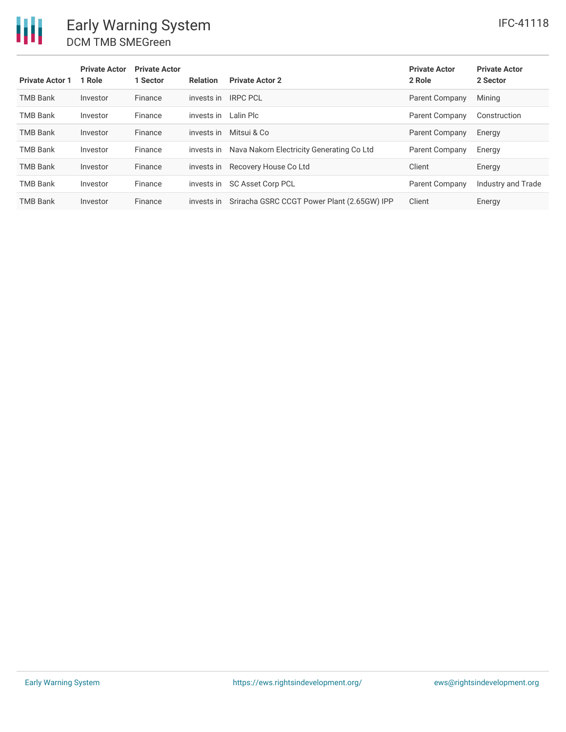| Private Actor 1 | Private Actor 1 Role | Private Actor 1 Sector | Relation | Private Actor 2 | Private Actor 2 Role | Private Actor 2 Sector |
| --- | --- | --- | --- | --- | --- | --- |
| TMB Bank | Investor | Finance | invests in | IRPC PCL | Parent Company | Mining |
| TMB Bank | Investor | Finance | invests in | Lalin Plc | Parent Company | Construction |
| TMB Bank | Investor | Finance | invests in | Mitsui & Co | Parent Company | Energy |
| TMB Bank | Investor | Finance | invests in | Nava Nakorn Electricity Generating Co Ltd | Parent Company | Energy |
| TMB Bank | Investor | Finance | invests in | Recovery House Co Ltd | Client | Energy |
| TMB Bank | Investor | Finance | invests in | SC Asset Corp PCL | Parent Company | Industry and Trade |
| TMB Bank | Investor | Finance | invests in | Sriracha GSRC CCGT Power Plant (2.65GW) IPP | Client | Energy |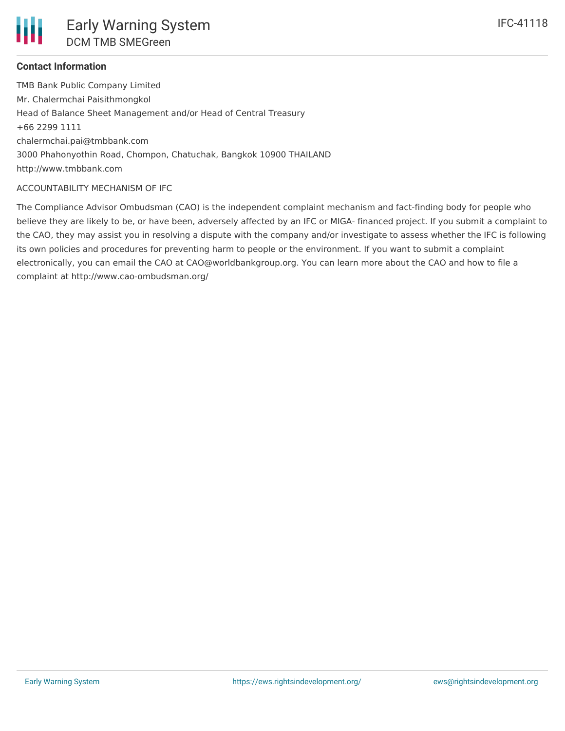### Contact Information

TMB Bank Public Company Limited

Mr. Chalermchai Paisithmongkol

Head of Balance Sheet Management and/or Head of Central Treasury

+66 2299 1111

chalermchai.pai@tmbbank.com

3000 Phahonyothin Road, Chompon, Chatuchak, Bangkok 10900 THAILAND

http://www.tmbbank.com

ACCOUNTABILITY MECHANISM OF IFC

The Compliance Advisor Ombudsman (CAO) is the independent complaint mechanism and fact-finding body for people who believe they are likely to be, or have been, adversely affected by an IFC or MIGA- financed project. If you submit a complaint to the CAO, they may assist you in resolving a dispute with the company and/or investigate to assess whether the IFC is following its own policies and procedures for preventing harm to people or the environment. If you want to submit a complaint electronically, you can email the CAO at CAO@worldbankgroup.org. You can learn more about the CAO and how to file a complaint at http://www.cao-ombudsman.org/